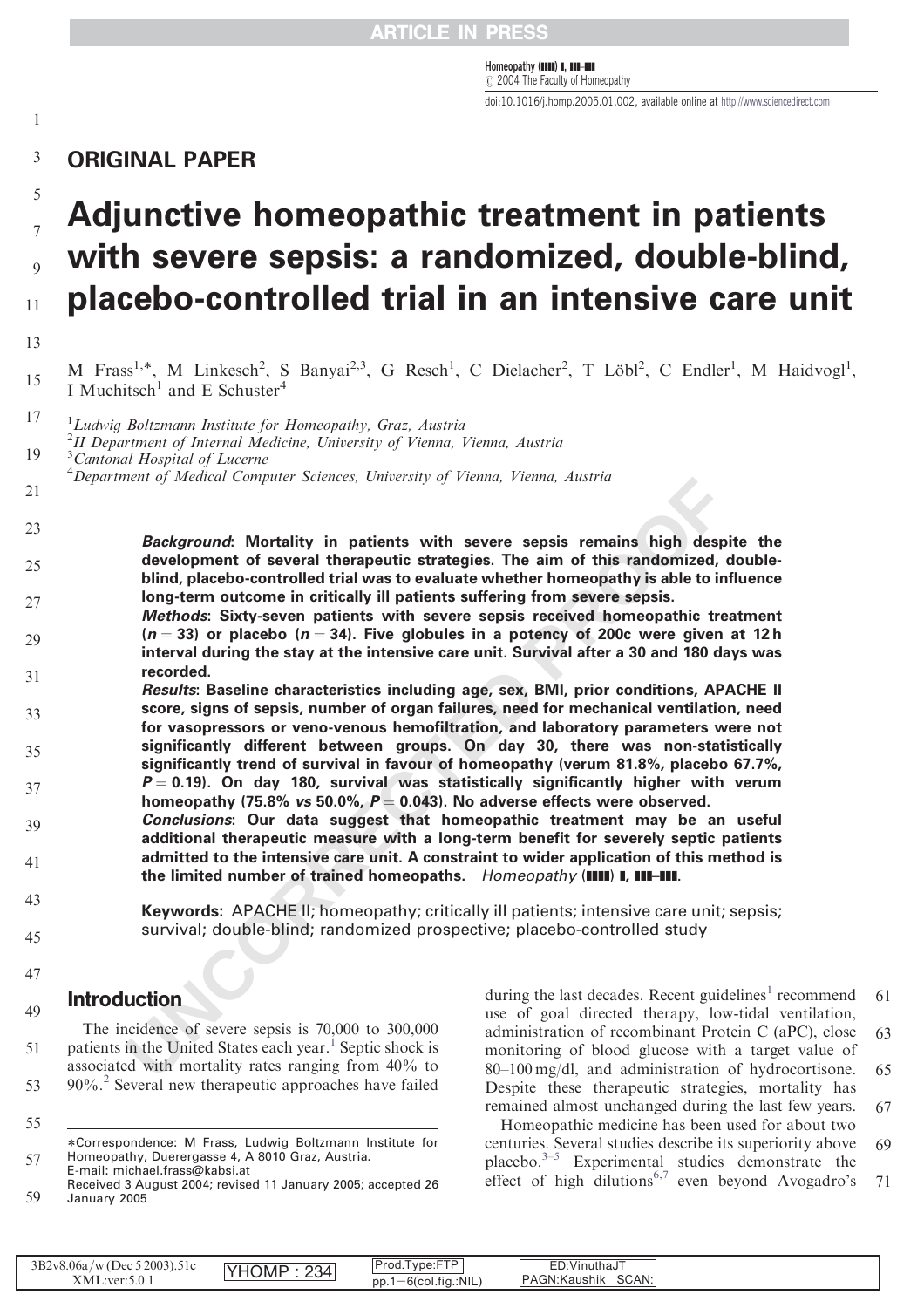## ORIGINAL PAPER

# Adjunctive homeopathic treatment in patients with severe sepsis: a randomized, double-blind, placebo-controlled trial in an intensive care unit

M Frass[1,*], M Linkesch[2], S Banyai[2,3], G Resch[1], C Dielacher[2], T Löbl[2], C Endler[1], M Haidvogl[1], I Muchitsch[1] and E Schuster[4]

[1]*Ludwig Boltzmann Institute for Homeopathy, Graz, Austria*
[2]*II Department of Internal Medicine, University of Vienna, Vienna, Austria*
[3]*Cantonal Hospital of Lucerne*
[4]*Department of Medical Computer Sciences, University of Vienna, Vienna, Austria*

***Background*: Mortality in patients with severe sepsis remains high despite the development of several therapeutic strategies. The aim of this randomized, double-blind, placebo-controlled trial was to evaluate whether homeopathy is able to influence long-term outcome in critically ill patients suffering from severe sepsis.**

***Methods*: Sixty-seven patients with severe sepsis received homeopathic treatment ($n = 33$) or placebo ($n = 34$). Five globules in a potency of 200c were given at 12 h interval during the stay at the intensive care unit. Survival after a 30 and 180 days was recorded.**

***Results*: Baseline characteristics including age, sex, BMI, prior conditions, APACHE II score, signs of sepsis, number of organ failures, need for mechanical ventilation, need for vasopressors or veno-venous hemofiltration, and laboratory parameters were not significantly different between groups. On day 30, there was non-statistically significantly trend of survival in favour of homeopathy (verum 81.8%, placebo 67.7%, $P = 0.19$). On day 180, survival was statistically significantly higher with homeopathy (75.8% *vs* 50.0%, $P = 0.043$). No adverse effects were observed.**

***Conclusions*: Our data suggest that homeopathic treatment may be an useful additional therapeutic measure with a long-term benefit for severely septic patients admitted to the intensive care unit. A constraint to wider application of this method is the limited number of trained homeopaths.** *Homeopathy* (■■■■) ■, ■■■–■■■.

**Keywords:** APACHE II; homeopathy; critically ill patients; intensive care unit; sepsis; survival; double-blind; randomized prospective; placebo-controlled study

## Introduction

The incidence of severe sepsis is 70,000 to 300,000 patients in the United States each year.[1] Septic shock is associated with mortality rates ranging from 40% to 90%.[2] Several new therapeutic approaches have failed during the last decades. Recent guidelines[1] recommend use of goal directed therapy, low-tidal ventilation, administration of recombinant Protein C (aPC), close monitoring of blood glucose with a target value of 80–100 mg/dl, and administration of hydrocortisone. Despite these therapeutic strategies, mortality has remained almost unchanged during the last few years.

Homeopathic medicine has been used for about two centuries. Several studies describe its superiority above placebo.[3–5] Experimental studies demonstrate the effect of high dilutions[6,7] even beyond Avogadro's

*Correspondence: M Frass, Ludwig Boltzmann Institute for Homeopathy, Duerergasse 4, A 8010 Graz, Austria.
E-mail: michael.frass@kabsi.at
Received 3 August 2004; revised 11 January 2005; accepted 26 January 2005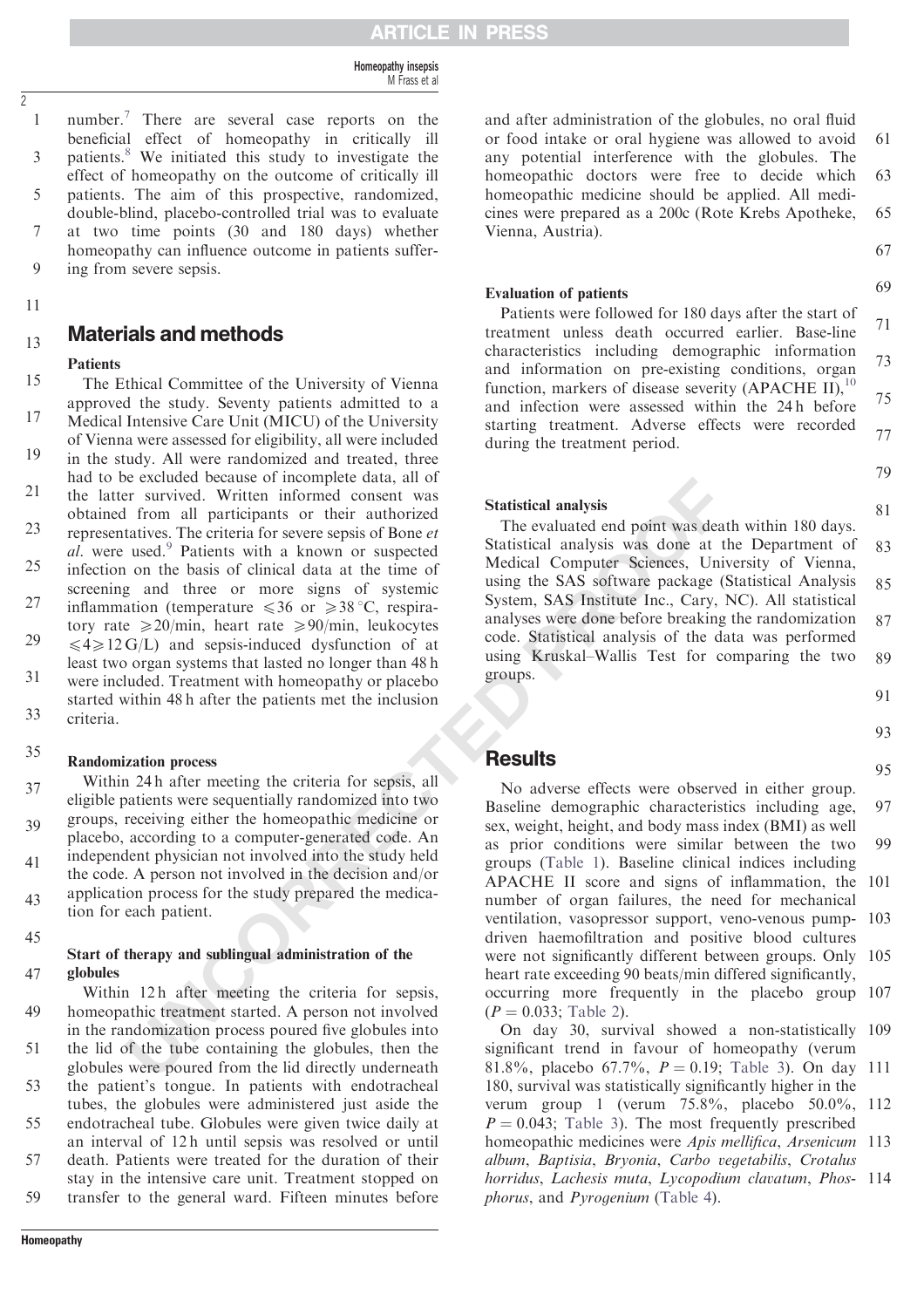number.[7] There are several case reports on the beneficial effect of homeopathy in critically ill patients.[8] We initiated this study to investigate the effect of homeopathy on the outcome of critically ill patients. The aim of this prospective, randomized, double-blind, placebo-controlled trial was to evaluate at two time points (30 and 180 days) whether homeopathy can influence outcome in patients suffering from severe sepsis.

## Materials and methods

### Patients

The Ethical Committee of the University of Vienna approved the study. Seventy patients admitted to a Medical Intensive Care Unit (MICU) of the University of Vienna were assessed for eligibility, all were included in the study. All were randomized and treated, three had to be excluded because of incomplete data, all of the latter survived. Written informed consent was obtained from all participants or their authorized representatives. The criteria for severe sepsis of Bone *et al*. were used.[9] Patients with a known or suspected infection on the basis of clinical data at the time of screening and three or more signs of systemic inflammation (temperature $\leqslant 36$ or $\geqslant 38\,^{\circ}$C, respiratory rate $\geqslant 20$/min, heart rate $\geqslant 90$/min, leukocytes $\leqslant 4 \geqslant 12$ G/L) and sepsis-induced dysfunction of at least two organ systems that lasted no longer than 48 h were included. Treatment with homeopathy or placebo started within 48 h after the patients met the inclusion criteria.

### Randomization process

Within 24 h after meeting the criteria for sepsis, all eligible patients were sequentially randomized into two groups, receiving either the homeopathic medicine or placebo, according to a computer-generated code. An independent physician not involved into the study held the code. A person not involved in the decision and/or application process for the study prepared the medication for each patient.

### Start of therapy and sublingual administration of the globules

Within 12 h after meeting the criteria for sepsis, homeopathic treatment started. A person not involved in the randomization process poured five globules into the lid of the tube containing the globules, then the globules were poured from the lid directly underneath the patient's tongue. In patients with endotracheal tubes, the globules were administered just aside the endotracheal tube. Globules were given twice daily at an interval of 12 h until sepsis was resolved or until death. Patients were treated for the duration of their stay in the intensive care unit. Treatment stopped on transfer to the general ward. Fifteen minutes before and after administration of the globules, no oral fluid or food intake or oral hygiene was allowed to avoid any potential interference with the globules. The homeopathic doctors were free to decide which homeopathic medicine should be applied. All medicines were prepared as a 200c (Rote Krebs Apotheke, Vienna, Austria).

### Evaluation of patients

Patients were followed for 180 days after the start of treatment unless death occurred earlier. Base-line characteristics including demographic information and information on pre-existing conditions, organ function, markers of disease severity (APACHE II),[10] and infection were assessed within the 24 h before starting treatment. Adverse effects were recorded during the treatment period.

### Statistical analysis

The evaluated end point was death within 180 days. Statistical analysis was done at the Department of Medical Computer Sciences, University of Vienna, using the SAS software package (Statistical Analysis System, SAS Institute Inc., Cary, NC). All statistical analyses were done before breaking the randomization code. Statistical analysis of the data was performed using Kruskal–Wallis Test for comparing the two groups.

## Results

No adverse effects were observed in either group. Baseline demographic characteristics including age, sex, weight, height, and body mass index (BMI) as well as prior conditions were similar between the two groups (Table 1). Baseline clinical indices including APACHE II score and signs of inflammation, the number of organ failures, the need for mechanical ventilation, vasopressor support, veno-venous pump-driven haemofiltration and positive blood cultures were not significantly different between groups. Only heart rate exceeding 90 beats/min differed significantly, occurring more frequently in the placebo group ($P = 0.033$; Table 2).

On day 30, survival showed a non-statistically significant trend in favour of homeopathy (verum 81.8%, placebo 67.7%, $P = 0.19$; Table 3). On day 180, survival was statistically significantly higher in the verum group 1 (verum 75.8%, placebo 50.0%, $P = 0.043$; Table 3). The most frequently prescribed homeopathic medicines were *Apis mellifica*, *Arsenicum album*, *Baptisia*, *Bryonia*, *Carbo vegetabilis*, *Crotalus horridus*, *Lachesis muta*, *Lycopodium clavatum*, *Phosphorus*, and *Pyrogenium* (Table 4).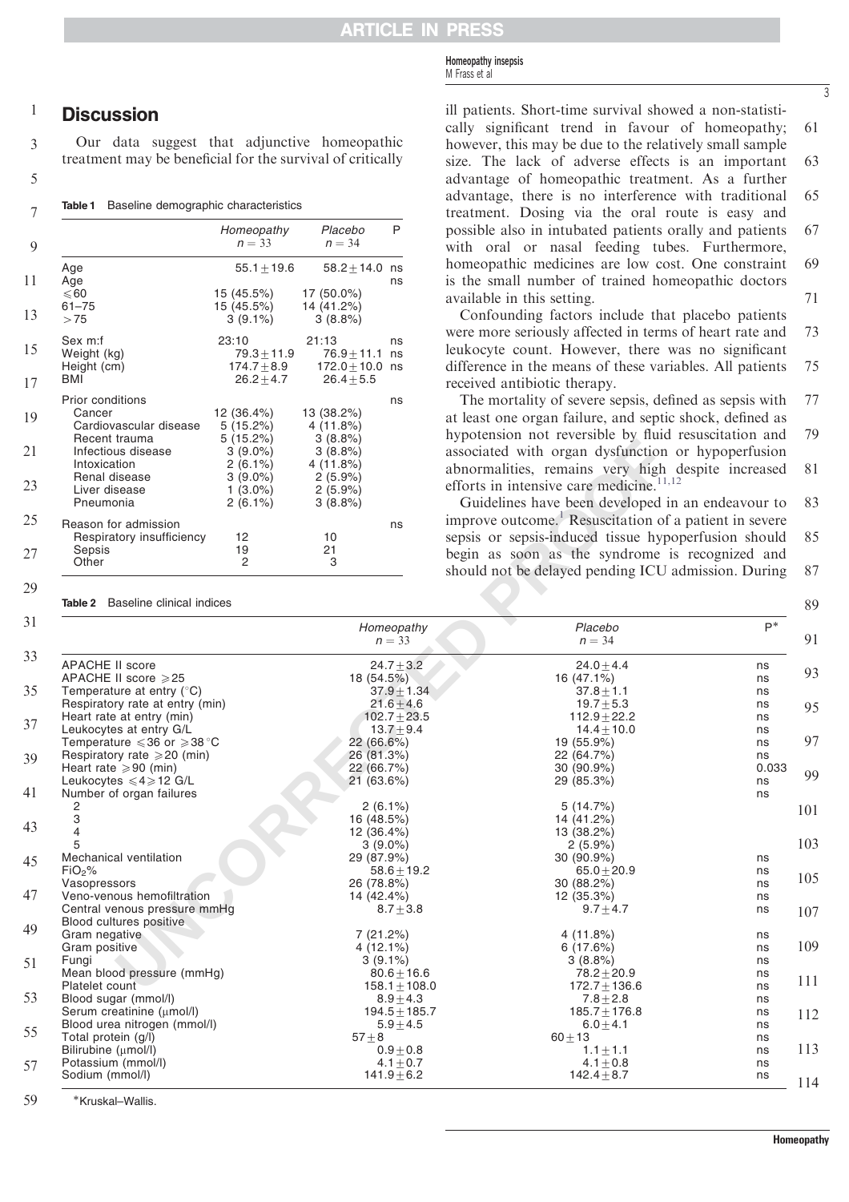## Discussion

Our data suggest that adjunctive homeopathic treatment may be beneficial for the survival of critically ill patients. Short-time survival showed a non-statistically significant trend in favour of homeopathy; however, this may be due to the relatively small sample size. The lack of adverse effects is an important advantage of homeopathic treatment. As a further advantage, there is no interference with traditional treatment. Dosing via the oral route is easy and possible also in intubated patients orally and patients with oral or nasal feeding tubes. Furthermore, homeopathic medicines are low cost. One constraint is the small number of trained homeopathic doctors available in this setting.

Confounding factors include that placebo patients were more seriously affected in terms of heart rate and leukocyte count. However, there was no significant difference in the means of these variables. All patients received antibiotic therapy.

The mortality of severe sepsis, defined as sepsis with at least one organ failure, and septic shock, defined as hypotension not reversible by fluid resuscitation and associated with organ dysfunction or hypoperfusion abnormalities, remains very high despite increased efforts in intensive care medicine.[11,12]

Guidelines have been developed in an endeavour to improve outcome.[1] Resuscitation of a patient in severe sepsis or sepsis-induced tissue hypoperfusion should begin as soon as the syndrome is recognized and should not be delayed pending ICU admission. During

**Table 1** Baseline demographic characteristics

| | *Homeopathy* $n = 33$ | *Placebo* $n = 34$ | P |
|---|---|---|---|
| Age | $55.1 \pm 19.6$ | $58.2 \pm 14.0$ | ns |
| Age | | | ns |
| $\leqslant 60$ | 15 (45.5%) | 17 (50.0%) | |
| 61–75 | 15 (45.5%) | 14 (41.2%) | |
| >75 | 3 (9.1%) | 3 (8.8%) | |
| Sex m:f | 23:10 | 21:13 | ns |
| Weight (kg) | $79.3 \pm 11.9$ | $76.9 \pm 11.1$ | ns |
| Height (cm) | $174.7 \pm 8.9$ | $172.0 \pm 10.0$ | ns |
| BMI | $26.2 \pm 4.7$ | $26.4 \pm 5.5$ | |
| Prior conditions | | | ns |
| Cancer | 12 (36.4%) | 13 (38.2%) | |
| Cardiovascular disease | 5 (15.2%) | 4 (11.8%) | |
| Recent trauma | 5 (15.2%) | 3 (8.8%) | |
| Infectious disease | 3 (9.0%) | 3 (8.8%) | |
| Intoxication | 2 (6.1%) | 4 (11.8%) | |
| Renal disease | 3 (9.0%) | 2 (5.9%) | |
| Liver disease | 1 (3.0%) | 2 (5.9%) | |
| Pneumonia | 2 (6.1%) | 3 (8.8%) | |
| Reason for admission | | | ns |
| Respiratory insufficiency | 12 | 10 | |
| Sepsis | 19 | 21 | |
| Other | 2 | 3 | |

**Table 2** Baseline clinical indices

| | *Homeopathy* $n = 33$ | *Placebo* $n = 34$ | P* |
|---|---|---|---|
| APACHE II score | $24.7 \pm 3.2$ | $24.0 \pm 4.4$ | ns |
| APACHE II score $\geqslant 25$ | 18 (54.5%) | 16 (47.1%) | ns |
| Temperature at entry (°C) | $37.9 \pm 1.34$ | $37.8 \pm 1.1$ | ns |
| Respiratory rate at entry (min) | $21.6 \pm 4.6$ | $19.7 \pm 5.3$ | ns |
| Heart rate at entry (min) | $102.7 \pm 23.5$ | $112.9 \pm 22.2$ | ns |
| Leukocytes at entry G/L | $13.7 \pm 9.4$ | $14.4 \pm 10.0$ | ns |
| Temperature $\leqslant 36$ or $\geqslant 38$ °C | 22 (66.6%) | 19 (55.9%) | ns |
| Respiratory rate $\geqslant 20$ (min) | 26 (81.3%) | 22 (64.7%) | ns |
| Heart rate $\geqslant 90$ (min) | 22 (66.7%) | 30 (90.9%) | 0.033 |
| Leukocytes $\leqslant 4 \geqslant 12$ G/L | 21 (63.6%) | 29 (85.3%) | ns |
| Number of organ failures | | | ns |
| 2 | 2 (6.1%) | 5 (14.7%) | |
| 3 | 16 (48.5%) | 14 (41.2%) | |
| 4 | 12 (36.4%) | 13 (38.2%) | |
| 5 | 3 (9.0%) | 2 (5.9%) | |
| Mechanical ventilation | 29 (87.9%) | 30 (90.9%) | ns |
| $FiO_2$% | $58.6 \pm 19.2$ | $65.0 \pm 20.9$ | ns |
| Vasopressors | 26 (78.8%) | 30 (88.2%) | ns |
| Veno-venous hemofiltration | 14 (42.4%) | 12 (35.3%) | ns |
| Central venous pressure mmHg | $8.7 \pm 3.8$ | $9.7 \pm 4.7$ | ns |
| Blood cultures positive | | | |
| Gram negative | 7 (21.2%) | 4 (11.8%) | ns |
| Gram positive | 4 (12.1%) | 6 (17.6%) | ns |
| Fungi | 3 (9.1%) | 3 (8.8%) | ns |
| Mean blood pressure (mmHg) | $80.6 \pm 16.6$ | $78.2 \pm 20.9$ | ns |
| Platelet count | $158.1 \pm 108.0$ | $172.7 \pm 136.6$ | ns |
| Blood sugar (mmol/l) | $8.9 \pm 4.3$ | $7.8 \pm 2.8$ | ns |
| Serum creatinine (μmol/l) | $194.5 \pm 185.7$ | $185.7 \pm 176.8$ | ns |
| Blood urea nitrogen (mmol/l) | $5.9 \pm 4.5$ | $6.0 \pm 4.1$ | ns |
| Total protein (g/l) | $57 \pm 8$ | $60 \pm 13$ | ns |
| Bilirubine (μmol/l) | $0.9 \pm 0.8$ | $1.1 \pm 1.1$ | ns |
| Potassium (mmol/l) | $4.1 \pm 0.7$ | $4.1 \pm 0.8$ | ns |
| Sodium (mmol/l) | $141.9 \pm 6.2$ | $142.4 \pm 8.7$ | ns |

*Kruskal–Wallis.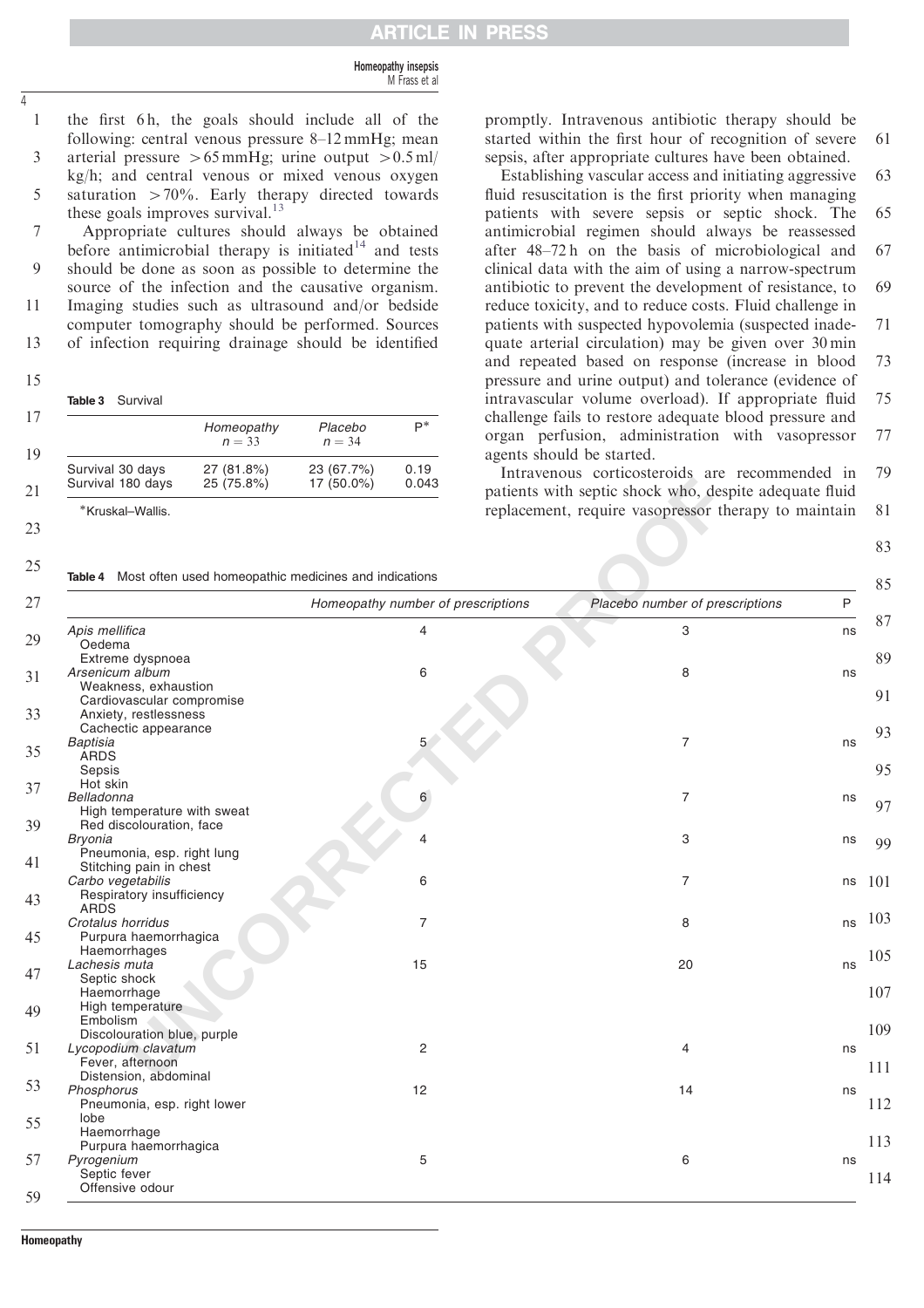the first 6 h, the goals should include all of the following: central venous pressure 8–12 mmHg; mean arterial pressure >65 mmHg; urine output >0.5 ml/kg/h; and central venous or mixed venous oxygen saturation >70%. Early therapy directed towards these goals improves survival.[13]

Appropriate cultures should always be obtained before antimicrobial therapy is initiated[14] and tests should be done as soon as possible to determine the source of the infection and the causative organism. Imaging studies such as ultrasound and/or bedside computer tomography should be performed. Sources of infection requiring drainage should be identified promptly. Intravenous antibiotic therapy should be started within the first hour of recognition of severe sepsis, after appropriate cultures have been obtained.

Establishing vascular access and initiating aggressive fluid resuscitation is the first priority when managing patients with severe sepsis or septic shock. The antimicrobial regimen should always be reassessed after 48–72 h on the basis of microbiological and clinical data with the aim of using a narrow-spectrum antibiotic to prevent the development of resistance, to reduce toxicity, and to reduce costs. Fluid challenge in patients with suspected hypovolemia (suspected inadequate arterial circulation) may be given over 30 min and repeated based on response (increase in blood pressure and urine output) and tolerance (evidence of intravascular volume overload). If appropriate fluid challenge fails to restore adequate blood pressure and organ perfusion, administration with vasopressor agents should be started.

Intravenous corticosteroids are recommended in patients with septic shock who, despite adequate fluid replacement, require vasopressor therapy to maintain

**Table 3** Survival

| | *Homeopathy* $n = 33$ | *Placebo* $n = 34$ | P* |
|---|---|---|---|
| Survival 30 days | 27 (81.8%) | 23 (67.7%) | 0.19 |
| Survival 180 days | 25 (75.8%) | 17 (50.0%) | 0.043 |

*Kruskal–Wallis.

**Table 4** Most often used homeopathic medicines and indications

| | *Homeopathy number of prescriptions* | *Placebo number of prescriptions* | P |
|---|---|---|---|
| *Apis mellifica*<br>Oedema<br>Extreme dyspnoea | 4 | 3 | ns |
| *Arsenicum album*<br>Weakness, exhaustion<br>Cardiovascular compromise<br>Anxiety, restlessness<br>Cachectic appearance | 6 | 8 | ns |
| *Baptisia*<br>ARDS<br>Sepsis<br>Hot skin | 5 | 7 | ns |
| *Belladonna*<br>High temperature with sweat<br>Red discolouration, face | 6 | 7 | ns |
| *Bryonia*<br>Pneumonia, esp. right lung<br>Stitching pain in chest | 4 | 3 | ns |
| *Carbo vegetabilis*<br>Respiratory insufficiency<br>ARDS | 6 | 7 | ns |
| *Crotalus horridus*<br>Purpura haemorrhagica<br>Haemorrhages | 7 | 8 | ns |
| *Lachesis muta*<br>Septic shock<br>Haemorrhage<br>High temperature<br>Embolism<br>Discolouration blue, purple | 15 | 20 | ns |
| *Lycopodium clavatum*<br>Fever, afternoon<br>Distension, abdominal | 2 | 4 | ns |
| *Phosphorus*<br>Pneumonia, esp. right lower lobe<br>Haemorrhage<br>Purpura haemorrhagica | 12 | 14 | ns |
| *Pyrogenium*<br>Septic fever<br>Offensive odour | 5 | 6 | ns |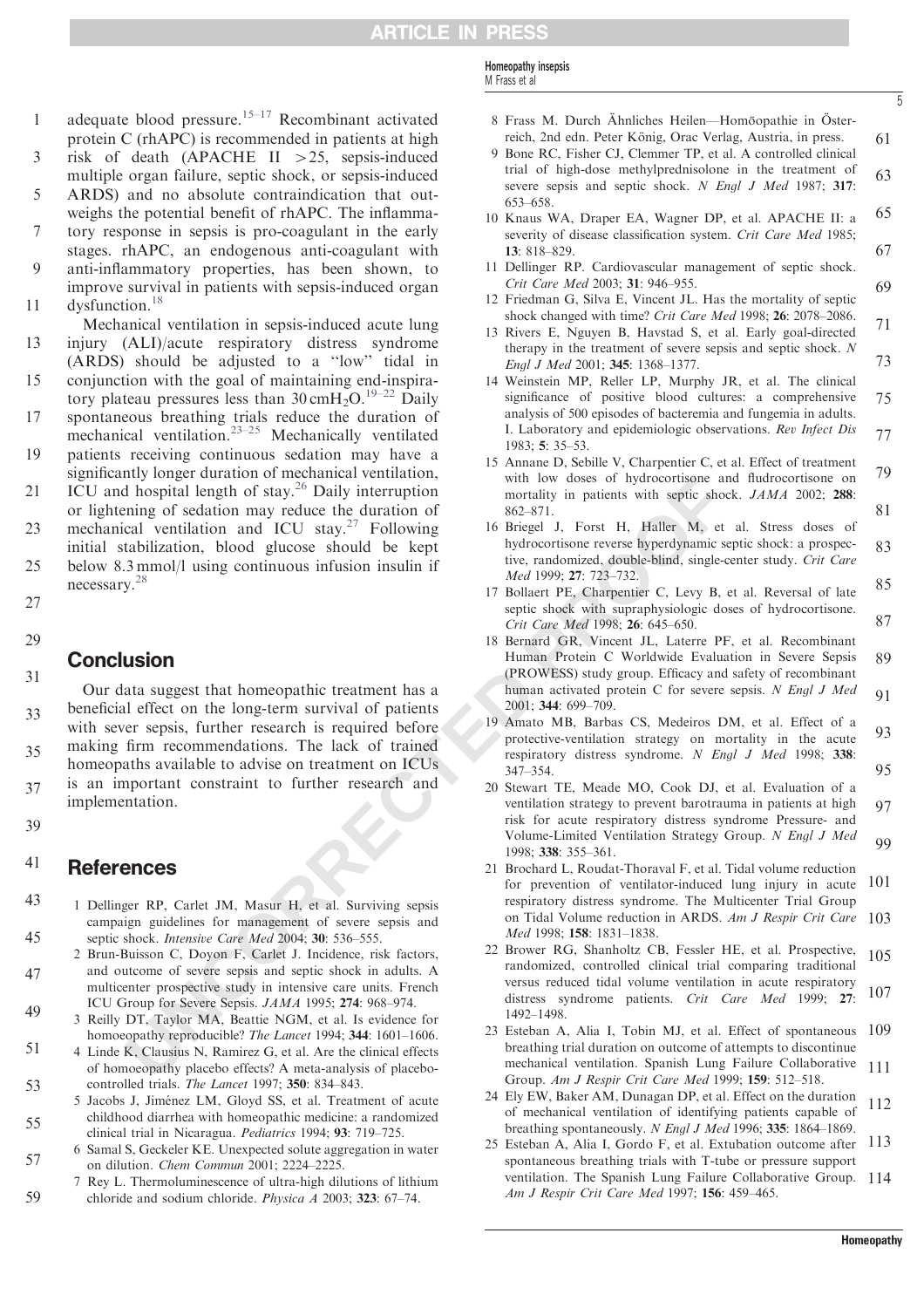adequate blood pressure.[15–17] Recombinant activated protein C (rhAPC) is recommended in patients at high risk of death (APACHE II >25, sepsis-induced multiple organ failure, septic shock, or sepsis-induced ARDS) and no absolute contraindication that outweighs the potential benefit of rhAPC. The inflammatory response in sepsis is pro-coagulant in the early stages. rhAPC, an endogenous anti-coagulant with anti-inflammatory properties, has been shown, to improve survival in patients with sepsis-induced organ dysfunction.[18]

Mechanical ventilation in sepsis-induced acute lung injury (ALI)/acute respiratory distress syndrome (ARDS) should be adjusted to a "low" tidal in conjunction with the goal of maintaining end-inspiratory plateau pressures less than 30 $cmH_2O$.[19–22] Daily spontaneous breathing trials reduce the duration of mechanical ventilation.[23–25] Mechanically ventilated patients receiving continuous sedation may have a significantly longer duration of mechanical ventilation, ICU and hospital length of stay.[26] Daily interruption or lightening of sedation may reduce the duration of mechanical ventilation and ICU stay.[27] Following initial stabilization, blood glucose should be kept below 8.3 mmol/l using continuous infusion insulin if necessary.[28]

## Conclusion

Our data suggest that homeopathic treatment has a beneficial effect on the long-term survival of patients with sever sepsis, further research is required before making firm recommendations. The lack of trained homeopaths available to advise on treatment on ICUs is an important constraint to further research and implementation.

## References

1. Dellinger RP, Carlet JM, Masur H, et al. Surviving sepsis campaign guidelines for management of severe sepsis and septic shock. *Intensive Care Med* 2004; **30**: 536–555.
2. Brun-Buisson C, Doyon F, Carlet J. Incidence, risk factors, and outcome of severe sepsis and septic shock in adults. A multicenter prospective study in intensive care units. French ICU Group for Severe Sepsis. *JAMA* 1995; **274**: 968–974.
3. Reilly DT, Taylor MA, Beattie NGM, et al. Is evidence for homoeopathy reproducible? *The Lancet* 1994; **344**: 1601–1606.
4. Linde K, Clausius N, Ramirez G, et al. Are the clinical effects of homoeopathy placebo effects? A meta-analysis of placebo-controlled trials. *The Lancet* 1997; **350**: 834–843.
5. Jacobs J, Jiménez LM, Gloyd SS, et al. Treatment of acute childhood diarrhea with homeopathic medicine: a randomized clinical trial in Nicaragua. *Pediatrics* 1994; **93**: 719–725.
6. Samal S, Geckeler KE. Unexpected solute aggregation in water on dilution. *Chem Commun* 2001; 2224–2225.
7. Rey L. Thermoluminescence of ultra-high dilutions of lithium chloride and sodium chloride. *Physica A* 2003; **323**: 67–74.
8. Frass M. Durch Ähnliches Heilen—Homöopathie in Österreich, 2nd edn. Peter König, Orac Verlag, Austria, in press.
9. Bone RC, Fisher CJ, Clemmer TP, et al. A controlled clinical trial of high-dose methylprednisolone in the treatment of severe sepsis and septic shock. *N Engl J Med* 1987; **317**: 653–658.
10. Knaus WA, Draper EA, Wagner DP, et al. APACHE II: a severity of disease classification system. *Crit Care Med* 1985; **13**: 818–829.
11. Dellinger RP. Cardiovascular management of septic shock. *Crit Care Med* 2003; **31**: 946–955.
12. Friedman G, Silva E, Vincent JL. Has the mortality of septic shock changed with time? *Crit Care Med* 1998; **26**: 2078–2086.
13. Rivers E, Nguyen B, Havstad S, et al. Early goal-directed therapy in the treatment of severe sepsis and septic shock. *N Engl J Med* 2001; **345**: 1368–1377.
14. Weinstein MP, Reller LP, Murphy JR, et al. The clinical significance of positive blood cultures: a comprehensive analysis of 500 episodes of bacteremia and fungemia in adults. I. Laboratory and epidemiologic observations. *Rev Infect Dis* 1983; **5**: 35–53.
15. Annane D, Sebille V, Charpentier C, et al. Effect of treatment with low doses of hydrocortisone and fludrocortisone on mortality in patients with septic shock. *JAMA* 2002; **288**: 862–871.
16. Briegel J, Forst H, Haller M, et al. Stress doses of hydrocortisone reverse hyperdynamic septic shock: a prospective, randomized, double-blind, single-center study. *Crit Care Med* 1999; **27**: 723–732.
17. Bollaert PE, Charpentier C, Levy B, et al. Reversal of late septic shock with supraphysiologic doses of hydrocortisone. *Crit Care Med* 1998; **26**: 645–650.
18. Bernard GR, Vincent JL, Laterre PF, et al. Recombinant Human Protein C Worldwide Evaluation in Severe Sepsis (PROWESS) study group. Efficacy and safety of recombinant human activated protein C for severe sepsis. *N Engl J Med* 2001; **344**: 699–709.
19. Amato MB, Barbas CS, Medeiros DM, et al. Effect of a protective-ventilation strategy on mortality in the acute respiratory distress syndrome. *N Engl J Med* 1998; **338**: 347–354.
20. Stewart TE, Meade MO, Cook DJ, et al. Evaluation of a ventilation strategy to prevent barotrauma in patients at high risk for acute respiratory distress syndrome Pressure- and Volume-Limited Ventilation Strategy Group. *N Engl J Med* 1998; **338**: 355–361.
21. Brochard L, Roudat-Thoraval F, et al. Tidal volume reduction for prevention of ventilator-induced lung injury in acute respiratory distress syndrome. The Multicenter Trial Group on Tidal Volume reduction in ARDS. *Am J Respir Crit Care Med* 1998; **158**: 1831–1838.
22. Brower RG, Shanholtz CB, Fessler HE, et al. Prospective, randomized, controlled clinical trial comparing traditional versus reduced tidal volume ventilation in acute respiratory distress syndrome patients. *Crit Care Med* 1999; **27**: 1492–1498.
23. Esteban A, Alia I, Tobin MJ, et al. Effect of spontaneous breathing trial duration on outcome of attempts to discontinue mechanical ventilation. Spanish Lung Failure Collaborative Group. *Am J Respir Crit Care Med* 1999; **159**: 512–518.
24. Ely EW, Baker AM, Dunagan DP, et al. Effect on the duration of mechanical ventilation of identifying patients capable of breathing spontaneously. *N Engl J Med* 1996; **335**: 1864–1869.
25. Esteban A, Alia I, Gordo F, et al. Extubation outcome after spontaneous breathing trials with T-tube or pressure support ventilation. The Spanish Lung Failure Collaborative Group. *Am J Respir Crit Care Med* 1997; **156**: 459–465.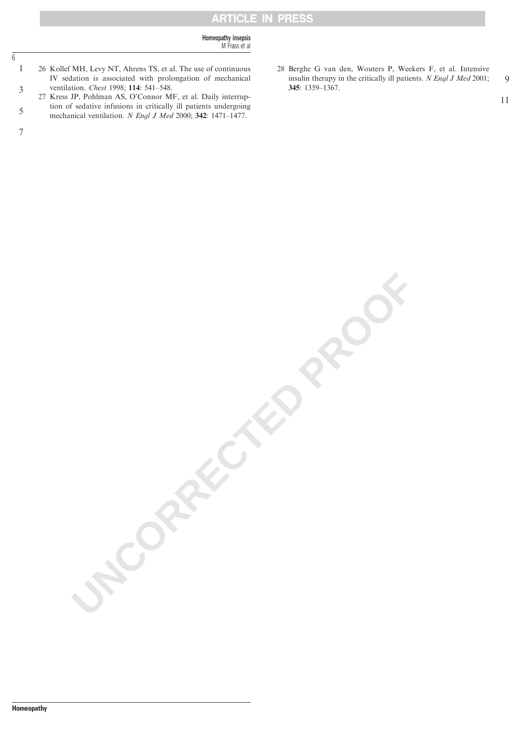26 Kollef MH, Levy NT, Ahrens TS, et al. The use of continuous IV sedation is associated with prolongation of mechanical ventilation. *Chest* 1998; **114**: 541–548.

27 Kress JP, Pohlman AS, O'Connor MF, et al. Daily interruption of sedative infusions in critically ill patients undergoing mechanical ventilation. *N Engl J Med* 2000; **342**: 1471–1477.

28 Berghe G van den, Wouters P, Weekers F, et al. Intensive insulin therapy in the critically ill patients. *N Engl J Med* 2001; **345**: 1359–1367.